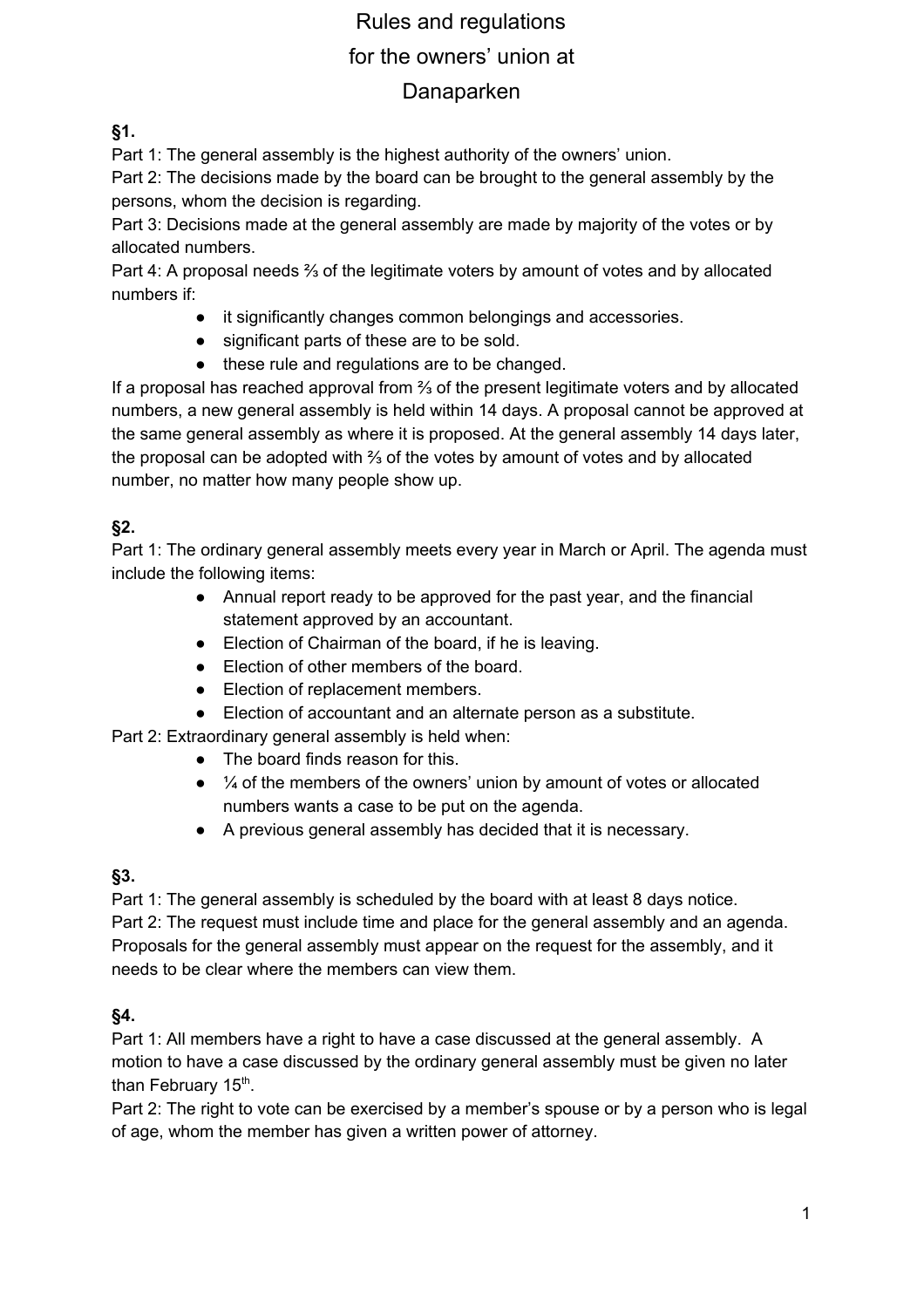# Rules and regulations for the owners' union at Danaparken

**§1.**

Part 1: The general assembly is the highest authority of the owners' union.
Part 2: The decisions made by the board can be brought to the general assembly by the persons, whom the decision is regarding.
Part 3: Decisions made at the general assembly are made by majority of the votes or by allocated numbers.
Part 4: A proposal needs ⅔ of the legitimate voters by amount of votes and by allocated numbers if:

- it significantly changes common belongings and accessories.
- significant parts of these are to be sold.
- these rule and regulations are to be changed.

If a proposal has reached approval from ⅔ of the present legitimate voters and by allocated numbers, a new general assembly is held within 14 days. A proposal cannot be approved at the same general assembly as where it is proposed. At the general assembly 14 days later, the proposal can be adopted with ⅔ of the votes by amount of votes and by allocated number, no matter how many people show up.

**§2.**

Part 1: The ordinary general assembly meets every year in March or April. The agenda must include the following items:

- Annual report ready to be approved for the past year, and the financial statement approved by an accountant.
- Election of Chairman of the board, if he is leaving.
- Election of other members of the board.
- Election of replacement members.
- Election of accountant and an alternate person as a substitute.

Part 2: Extraordinary general assembly is held when:

- The board finds reason for this.
- ¼ of the members of the owners' union by amount of votes or allocated numbers wants a case to be put on the agenda.
- A previous general assembly has decided that it is necessary.

**§3.**

Part 1: The general assembly is scheduled by the board with at least 8 days notice.
Part 2: The request must include time and place for the general assembly and an agenda. Proposals for the general assembly must appear on the request for the assembly, and it needs to be clear where the members can view them.

**§4.**

Part 1: All members have a right to have a case discussed at the general assembly. A motion to have a case discussed by the ordinary general assembly must be given no later than February 15th.
Part 2: The right to vote can be exercised by a member's spouse or by a person who is legal of age, whom the member has given a written power of attorney.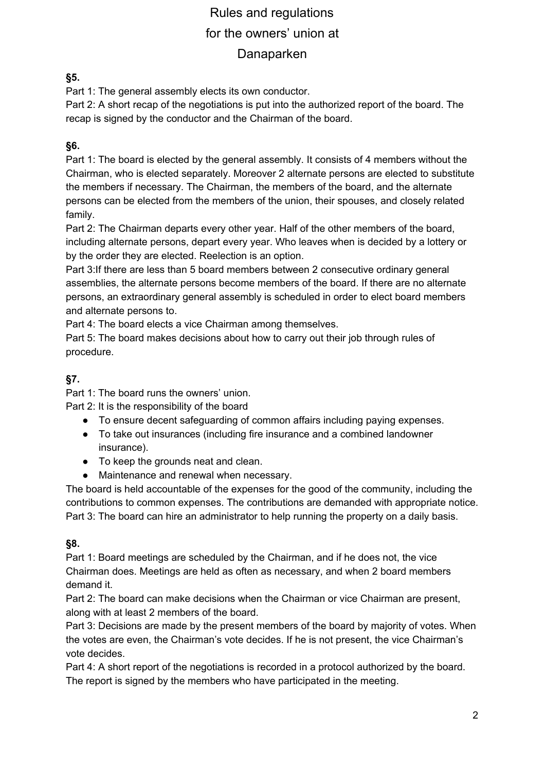# Rules and regulations for the owners' union at Danaparken

### §5.

Part 1: The general assembly elects its own conductor.

Part 2: A short recap of the negotiations is put into the authorized report of the board. The recap is signed by the conductor and the Chairman of the board.

### §6.

Part 1: The board is elected by the general assembly. It consists of 4 members without the Chairman, who is elected separately. Moreover 2 alternate persons are elected to substitute the members if necessary. The Chairman, the members of the board, and the alternate persons can be elected from the members of the union, their spouses, and closely related family.

Part 2: The Chairman departs every other year. Half of the other members of the board, including alternate persons, depart every year. Who leaves when is decided by a lottery or by the order they are elected. Reelection is an option.

Part 3:If there are less than 5 board members between 2 consecutive ordinary general assemblies, the alternate persons become members of the board. If there are no alternate persons, an extraordinary general assembly is scheduled in order to elect board members and alternate persons to.

Part 4: The board elects a vice Chairman among themselves.

Part 5: The board makes decisions about how to carry out their job through rules of procedure.

### §7.

Part 1: The board runs the owners' union.

Part 2: It is the responsibility of the board

- To ensure decent safeguarding of common affairs including paying expenses.
- To take out insurances (including fire insurance and a combined landowner insurance).
- To keep the grounds neat and clean.
- Maintenance and renewal when necessary.

The board is held accountable of the expenses for the good of the community, including the contributions to common expenses. The contributions are demanded with appropriate notice.

Part 3: The board can hire an administrator to help running the property on a daily basis.

### §8.

Part 1: Board meetings are scheduled by the Chairman, and if he does not, the vice Chairman does. Meetings are held as often as necessary, and when 2 board members demand it.

Part 2: The board can make decisions when the Chairman or vice Chairman are present, along with at least 2 members of the board.

Part 3: Decisions are made by the present members of the board by majority of votes. When the votes are even, the Chairman's vote decides. If he is not present, the vice Chairman's vote decides.

Part 4: A short report of the negotiations is recorded in a protocol authorized by the board. The report is signed by the members who have participated in the meeting.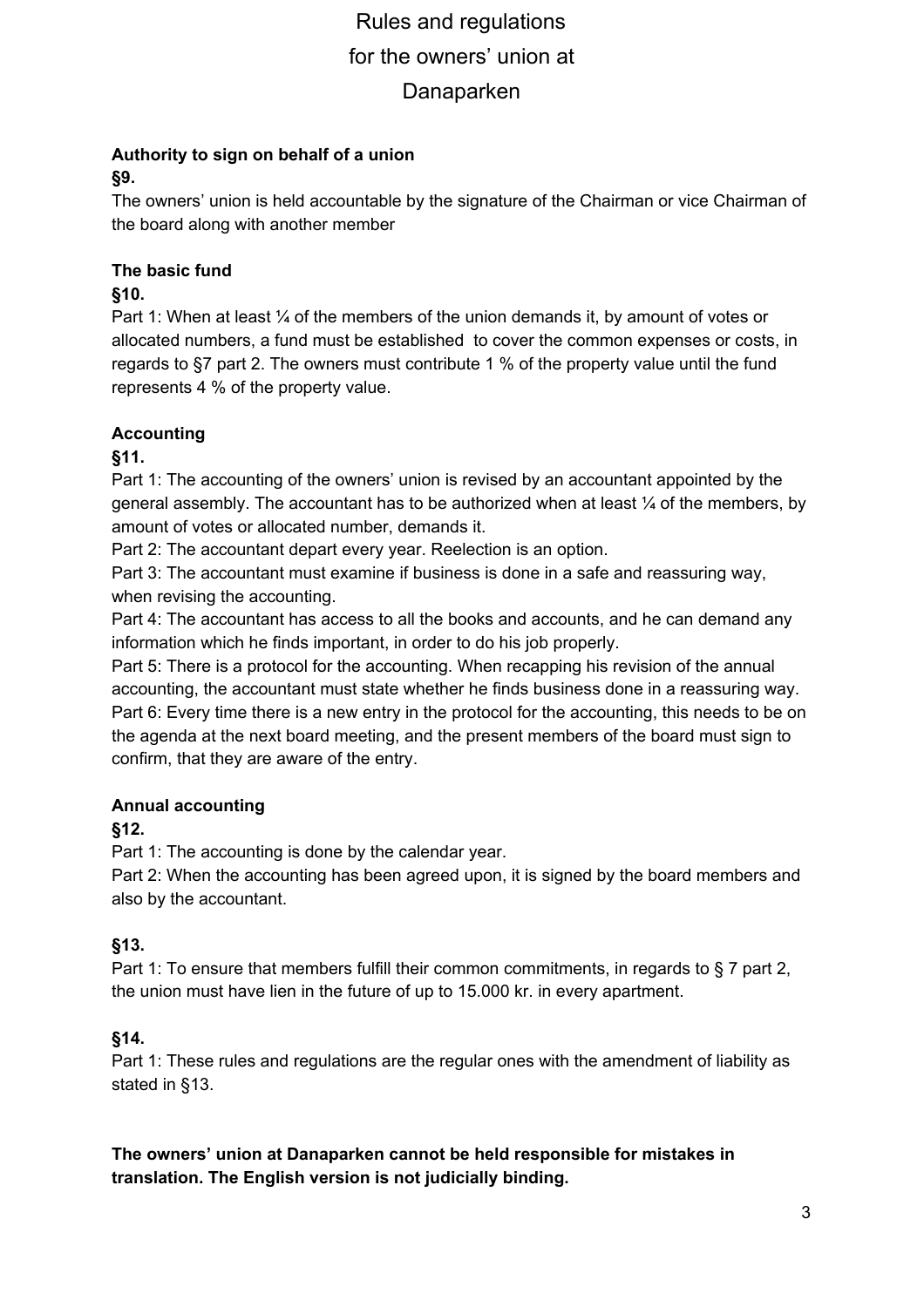# Rules and regulations for the owners' union at Danaparken

**Authority to sign on behalf of a union**

**§9.**

The owners' union is held accountable by the signature of the Chairman or vice Chairman of the board along with another member

**The basic fund**

**§10.**

Part 1: When at least ¼ of the members of the union demands it, by amount of votes or allocated numbers, a fund must be established to cover the common expenses or costs, in regards to §7 part 2. The owners must contribute 1 % of the property value until the fund represents 4 % of the property value.

**Accounting**

**§11.**

Part 1: The accounting of the owners' union is revised by an accountant appointed by the general assembly. The accountant has to be authorized when at least ¼ of the members, by amount of votes or allocated number, demands it.

Part 2: The accountant depart every year. Reelection is an option.

Part 3: The accountant must examine if business is done in a safe and reassuring way, when revising the accounting.

Part 4: The accountant has access to all the books and accounts, and he can demand any information which he finds important, in order to do his job properly.

Part 5: There is a protocol for the accounting. When recapping his revision of the annual accounting, the accountant must state whether he finds business done in a reassuring way.

Part 6: Every time there is a new entry in the protocol for the accounting, this needs to be on the agenda at the next board meeting, and the present members of the board must sign to confirm, that they are aware of the entry.

**Annual accounting**

**§12.**

Part 1: The accounting is done by the calendar year.

Part 2: When the accounting has been agreed upon, it is signed by the board members and also by the accountant.

**§13.**

Part 1: To ensure that members fulfill their common commitments, in regards to § 7 part 2, the union must have lien in the future of up to 15.000 kr. in every apartment.

**§14.**

Part 1: These rules and regulations are the regular ones with the amendment of liability as stated in §13.

**The owners' union at Danaparken cannot be held responsible for mistakes in translation. The English version is not judicially binding.**